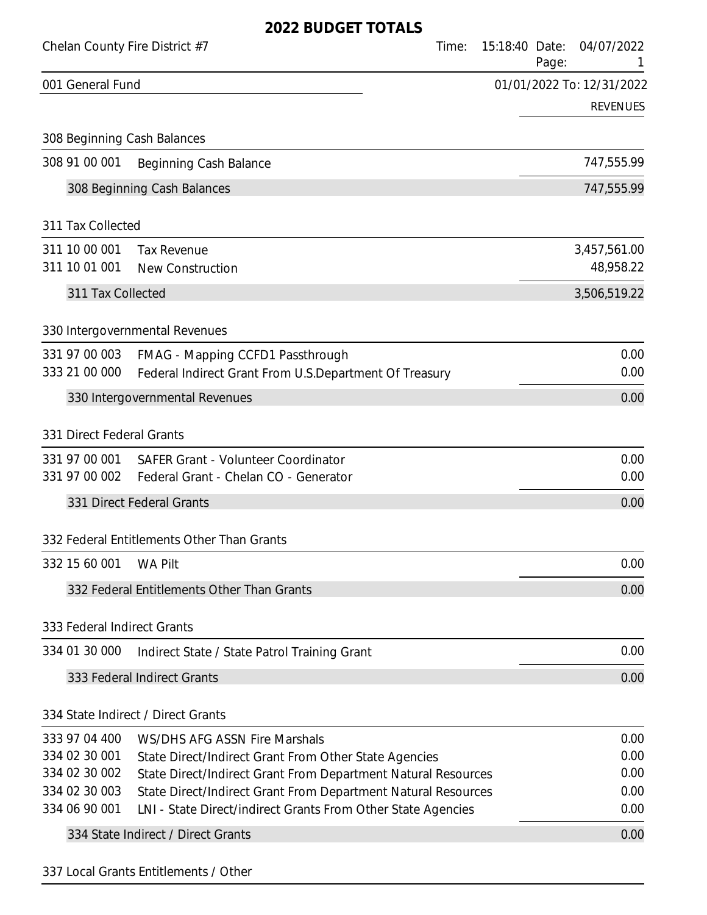# 2022 BUDGET TOTALS

Chelan County Fire District #7

Time: 15:18:40 Date: 04/07/2022

001 General Fund

01/01/2022 To: 12/31/2022

| | | REVENUES |
|---|---|---|
| **308 Beginning Cash Balances** | | |
| 308 91 00 001 | Beginning Cash Balance | 747,555.99 |
| | 308 Beginning Cash Balances | 747,555.99 |
| **311 Tax Collected** | | |
| 311 10 00 001 | Tax Revenue | 3,457,561.00 |
| 311 10 01 001 | New Construction | 48,958.22 |
| | 311 Tax Collected | 3,506,519.22 |
| **330 Intergovernmental Revenues** | | |
| 331 97 00 003 | FMAG - Mapping CCFD1 Passthrough | 0.00 |
| 333 21 00 000 | Federal Indirect Grant From U.S.Department Of Treasury | 0.00 |
| | 330 Intergovernmental Revenues | 0.00 |
| **331 Direct Federal Grants** | | |
| 331 97 00 001 | SAFER Grant - Volunteer Coordinator | 0.00 |
| 331 97 00 002 | Federal Grant - Chelan CO - Generator | 0.00 |
| | 331 Direct Federal Grants | 0.00 |
| **332 Federal Entitlements Other Than Grants** | | |
| 332 15 60 001 | WA Pilt | 0.00 |
| | 332 Federal Entitlements Other Than Grants | 0.00 |
| **333 Federal Indirect Grants** | | |
| 334 01 30 000 | Indirect State / State Patrol Training Grant | 0.00 |
| | 333 Federal Indirect Grants | 0.00 |
| **334 State Indirect / Direct Grants** | | |
| 333 97 04 400 | WS/DHS AFG ASSN Fire Marshals | 0.00 |
| 334 02 30 001 | State Direct/Indirect Grant From Other State Agencies | 0.00 |
| 334 02 30 002 | State Direct/Indirect Grant From Department Natural Resources | 0.00 |
| 334 02 30 003 | State Direct/Indirect Grant From Department Natural Resources | 0.00 |
| 334 06 90 001 | LNI - State Direct/indirect Grants From Other State Agencies | 0.00 |
| | 334 State Indirect / Direct Grants | 0.00 |
| **337 Local Grants Entitlements / Other** | | |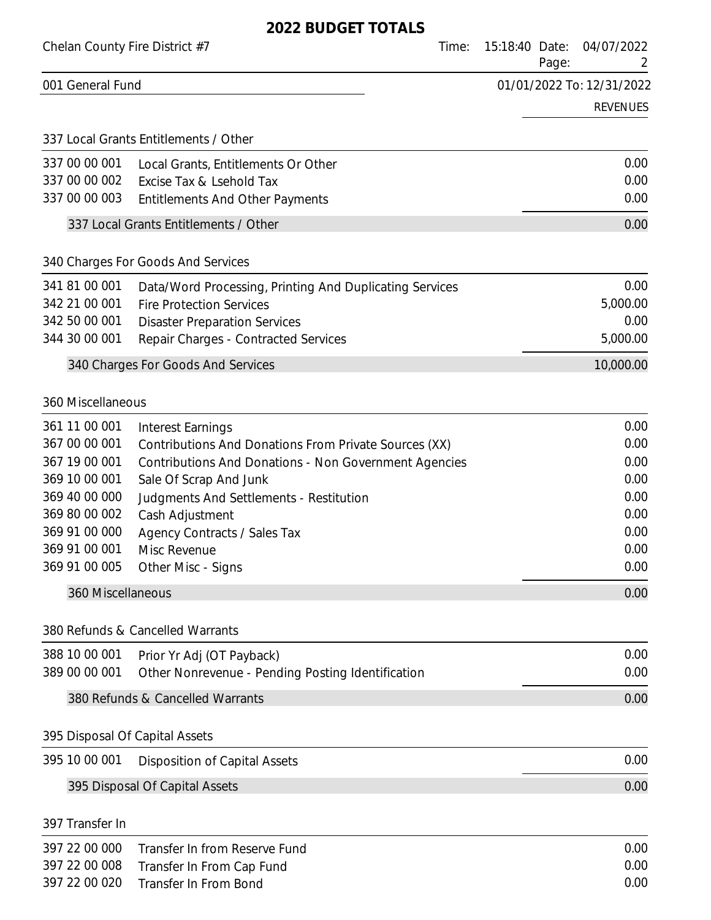# 2022 BUDGET TOTALS

Chelan County Fire District #7

**001 General Fund** — 01/01/2022 To: 12/31/2022

| | | REVENUES |
|---|---|---|
| **337 Local Grants Entitlements / Other** | | |
| 337 00 00 001 | Local Grants, Entitlements Or Other | 0.00 |
| 337 00 00 002 | Excise Tax & Lsehold Tax | 0.00 |
| 337 00 00 003 | Entitlements And Other Payments | 0.00 |
| | **337 Local Grants Entitlements / Other** | **0.00** |
| **340 Charges For Goods And Services** | | |
| 341 81 00 001 | Data/Word Processing, Printing And Duplicating Services | 0.00 |
| 342 21 00 001 | Fire Protection Services | 5,000.00 |
| 342 50 00 001 | Disaster Preparation Services | 0.00 |
| 344 30 00 001 | Repair Charges - Contracted Services | 5,000.00 |
| | **340 Charges For Goods And Services** | **10,000.00** |
| **360 Miscellaneous** | | |
| 361 11 00 001 | Interest Earnings | 0.00 |
| 367 00 00 001 | Contributions And Donations From Private Sources (XX) | 0.00 |
| 367 19 00 001 | Contributions And Donations - Non Government Agencies | 0.00 |
| 369 10 00 001 | Sale Of Scrap And Junk | 0.00 |
| 369 40 00 000 | Judgments And Settlements - Restitution | 0.00 |
| 369 80 00 002 | Cash Adjustment | 0.00 |
| 369 91 00 000 | Agency Contracts / Sales Tax | 0.00 |
| 369 91 00 001 | Misc Revenue | 0.00 |
| 369 91 00 005 | Other Misc - Signs | 0.00 |
| | **360 Miscellaneous** | **0.00** |
| **380 Refunds & Cancelled Warrants** | | |
| 388 10 00 001 | Prior Yr Adj (OT Payback) | 0.00 |
| 389 00 00 001 | Other Nonrevenue - Pending Posting Identification | 0.00 |
| | **380 Refunds & Cancelled Warrants** | **0.00** |
| **395 Disposal Of Capital Assets** | | |
| 395 10 00 001 | Disposition of Capital Assets | 0.00 |
| | **395 Disposal Of Capital Assets** | **0.00** |
| **397 Transfer In** | | |
| 397 22 00 000 | Transfer In from Reserve Fund | 0.00 |
| 397 22 00 008 | Transfer In From Cap Fund | 0.00 |
| 397 22 00 020 | Transfer In From Bond | 0.00 |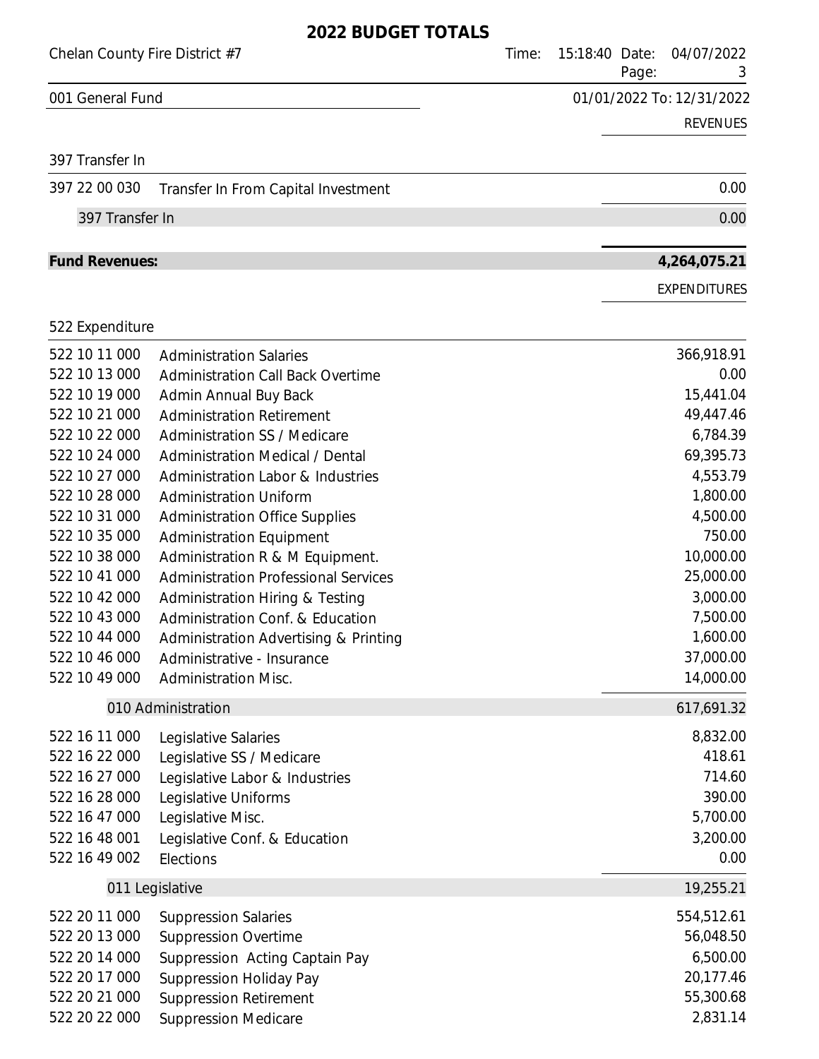# 2022 BUDGET TOTALS

Chelan County Fire District #7

001 General Fund

01/01/2022 To: 12/31/2022

| Account | Description | REVENUES |
|---|---|---|
| **397 Transfer In** | | |
| 397 22 00 030 | Transfer In From Capital Investment | 0.00 |
| | 397 Transfer In | 0.00 |
| **Fund Revenues:** | | **4,264,075.21** |

| Account | Description | EXPENDITURES |
|---|---|---|
| **522 Expenditure** | | |
| 522 10 11 000 | Administration Salaries | 366,918.91 |
| 522 10 13 000 | Administration Call Back Overtime | 0.00 |
| 522 10 19 000 | Admin Annual Buy Back | 15,441.04 |
| 522 10 21 000 | Administration Retirement | 49,447.46 |
| 522 10 22 000 | Administration SS / Medicare | 6,784.39 |
| 522 10 24 000 | Administration Medical / Dental | 69,395.73 |
| 522 10 27 000 | Administration Labor & Industries | 4,553.79 |
| 522 10 28 000 | Administration Uniform | 1,800.00 |
| 522 10 31 000 | Administration Office Supplies | 4,500.00 |
| 522 10 35 000 | Administration Equipment | 750.00 |
| 522 10 38 000 | Administration R & M Equipment. | 10,000.00 |
| 522 10 41 000 | Administration Professional Services | 25,000.00 |
| 522 10 42 000 | Administration Hiring & Testing | 3,000.00 |
| 522 10 43 000 | Administration Conf. & Education | 7,500.00 |
| 522 10 44 000 | Administration Advertising & Printing | 1,600.00 |
| 522 10 46 000 | Administrative - Insurance | 37,000.00 |
| 522 10 49 000 | Administration Misc. | 14,000.00 |
| | 010 Administration | 617,691.32 |
| 522 16 11 000 | Legislative Salaries | 8,832.00 |
| 522 16 22 000 | Legislative SS / Medicare | 418.61 |
| 522 16 27 000 | Legislative Labor & Industries | 714.60 |
| 522 16 28 000 | Legislative Uniforms | 390.00 |
| 522 16 47 000 | Legislative Misc. | 5,700.00 |
| 522 16 48 001 | Legislative Conf. & Education | 3,200.00 |
| 522 16 49 002 | Elections | 0.00 |
| | 011 Legislative | 19,255.21 |
| 522 20 11 000 | Suppression Salaries | 554,512.61 |
| 522 20 13 000 | Suppression Overtime | 56,048.50 |
| 522 20 14 000 | Suppression Acting Captain Pay | 6,500.00 |
| 522 20 17 000 | Suppression Holiday Pay | 20,177.46 |
| 522 20 21 000 | Suppression Retirement | 55,300.68 |
| 522 20 22 000 | Suppression Medicare | 2,831.14 |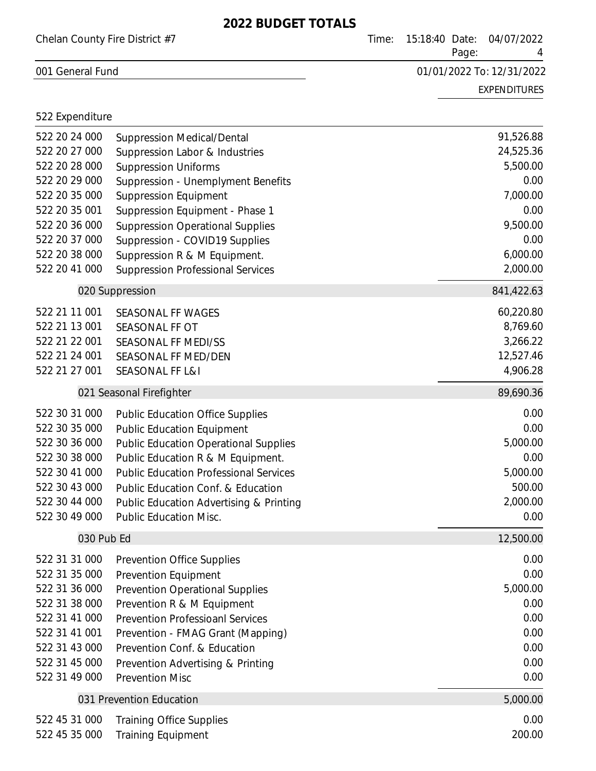# 2022 BUDGET TOTALS

Chelan County Fire District #7 | Time: 15:18:40 Date: 04/07/2022

001 General Fund | 01/01/2022 To: 12/31/2022

## 522 Expenditure

| Account | Description | EXPENDITURES |
|---|---|---|
| 522 20 24 000 | Suppression Medical/Dental | 91,526.88 |
| 522 20 27 000 | Suppression Labor & Industries | 24,525.36 |
| 522 20 28 000 | Suppression Uniforms | 5,500.00 |
| 522 20 29 000 | Suppression - Unemplyment Benefits | 0.00 |
| 522 20 35 000 | Suppression Equipment | 7,000.00 |
| 522 20 35 001 | Suppression Equipment - Phase 1 | 0.00 |
| 522 20 36 000 | Suppression Operational Supplies | 9,500.00 |
| 522 20 37 000 | Suppression - COVID19 Supplies | 0.00 |
| 522 20 38 000 | Suppression R & M Equipment. | 6,000.00 |
| 522 20 41 000 | Suppression Professional Services | 2,000.00 |
| | **020 Suppression** | **841,422.63** |
| 522 21 11 001 | SEASONAL FF WAGES | 60,220.80 |
| 522 21 13 001 | SEASONAL FF OT | 8,769.60 |
| 522 21 22 001 | SEASONAL FF MEDI/SS | 3,266.22 |
| 522 21 24 001 | SEASONAL FF MED/DEN | 12,527.46 |
| 522 21 27 001 | SEASONAL FF L&I | 4,906.28 |
| | **021 Seasonal Firefighter** | **89,690.36** |
| 522 30 31 000 | Public Education Office Supplies | 0.00 |
| 522 30 35 000 | Public Education Equipment | 0.00 |
| 522 30 36 000 | Public Education Operational Supplies | 5,000.00 |
| 522 30 38 000 | Public Education R & M Equipment. | 0.00 |
| 522 30 41 000 | Public Education Professional Services | 5,000.00 |
| 522 30 43 000 | Public Education Conf. & Education | 500.00 |
| 522 30 44 000 | Public Education Advertising & Printing | 2,000.00 |
| 522 30 49 000 | Public Education Misc. | 0.00 |
| | **030 Pub Ed** | **12,500.00** |
| 522 31 31 000 | Prevention Office Supplies | 0.00 |
| 522 31 35 000 | Prevention Equipment | 0.00 |
| 522 31 36 000 | Prevention Operational Supplies | 5,000.00 |
| 522 31 38 000 | Prevention R & M Equipment | 0.00 |
| 522 31 41 000 | Prevention Professioanl Services | 0.00 |
| 522 31 41 001 | Prevention - FMAG Grant (Mapping) | 0.00 |
| 522 31 43 000 | Prevention Conf. & Education | 0.00 |
| 522 31 45 000 | Prevention Advertising & Printing | 0.00 |
| 522 31 49 000 | Prevention Misc | 0.00 |
| | **031 Prevention Education** | **5,000.00** |
| 522 45 31 000 | Training Office Supplies | 0.00 |
| 522 45 35 000 | Training Equipment | 200.00 |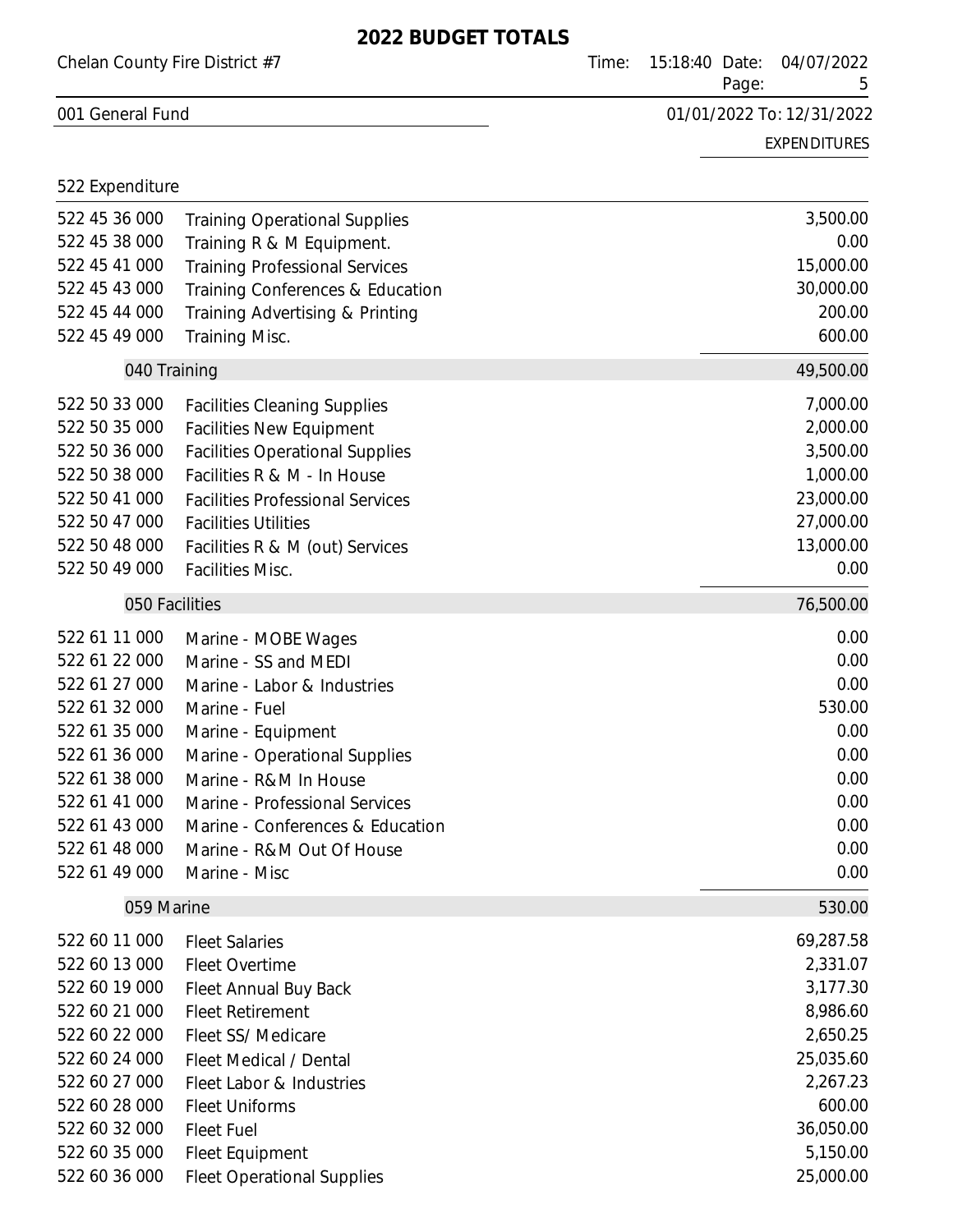# 2022 BUDGET TOTALS

Chelan County Fire District #7

## 001 General Fund

01/01/2022 To: 12/31/2022

### 522 Expenditure

| Account | Description | EXPENDITURES |
|---|---|---|
| 522 45 36 000 | Training Operational Supplies | 3,500.00 |
| 522 45 38 000 | Training R & M Equipment. | 0.00 |
| 522 45 41 000 | Training Professional Services | 15,000.00 |
| 522 45 43 000 | Training Conferences & Education | 30,000.00 |
| 522 45 44 000 | Training Advertising & Printing | 200.00 |
| 522 45 49 000 | Training Misc. | 600.00 |
| | **040 Training** | **49,500.00** |
| 522 50 33 000 | Facilities Cleaning Supplies | 7,000.00 |
| 522 50 35 000 | Facilities New Equipment | 2,000.00 |
| 522 50 36 000 | Facilities Operational Supplies | 3,500.00 |
| 522 50 38 000 | Facilities R & M - In House | 1,000.00 |
| 522 50 41 000 | Facilities Professional Services | 23,000.00 |
| 522 50 47 000 | Facilities Utilities | 27,000.00 |
| 522 50 48 000 | Facilities R & M (out) Services | 13,000.00 |
| 522 50 49 000 | Facilities Misc. | 0.00 |
| | **050 Facilities** | **76,500.00** |
| 522 61 11 000 | Marine - MOBE Wages | 0.00 |
| 522 61 22 000 | Marine - SS and MEDI | 0.00 |
| 522 61 27 000 | Marine - Labor & Industries | 0.00 |
| 522 61 32 000 | Marine - Fuel | 530.00 |
| 522 61 35 000 | Marine - Equipment | 0.00 |
| 522 61 36 000 | Marine - Operational Supplies | 0.00 |
| 522 61 38 000 | Marine - R&M In House | 0.00 |
| 522 61 41 000 | Marine - Professional Services | 0.00 |
| 522 61 43 000 | Marine - Conferences & Education | 0.00 |
| 522 61 48 000 | Marine - R&M Out Of House | 0.00 |
| 522 61 49 000 | Marine - Misc | 0.00 |
| | **059 Marine** | **530.00** |
| 522 60 11 000 | Fleet Salaries | 69,287.58 |
| 522 60 13 000 | Fleet Overtime | 2,331.07 |
| 522 60 19 000 | Fleet Annual Buy Back | 3,177.30 |
| 522 60 21 000 | Fleet Retirement | 8,986.60 |
| 522 60 22 000 | Fleet SS/ Medicare | 2,650.25 |
| 522 60 24 000 | Fleet Medical / Dental | 25,035.60 |
| 522 60 27 000 | Fleet Labor & Industries | 2,267.23 |
| 522 60 28 000 | Fleet Uniforms | 600.00 |
| 522 60 32 000 | Fleet Fuel | 36,050.00 |
| 522 60 35 000 | Fleet Equipment | 5,150.00 |
| 522 60 36 000 | Fleet Operational Supplies | 25,000.00 |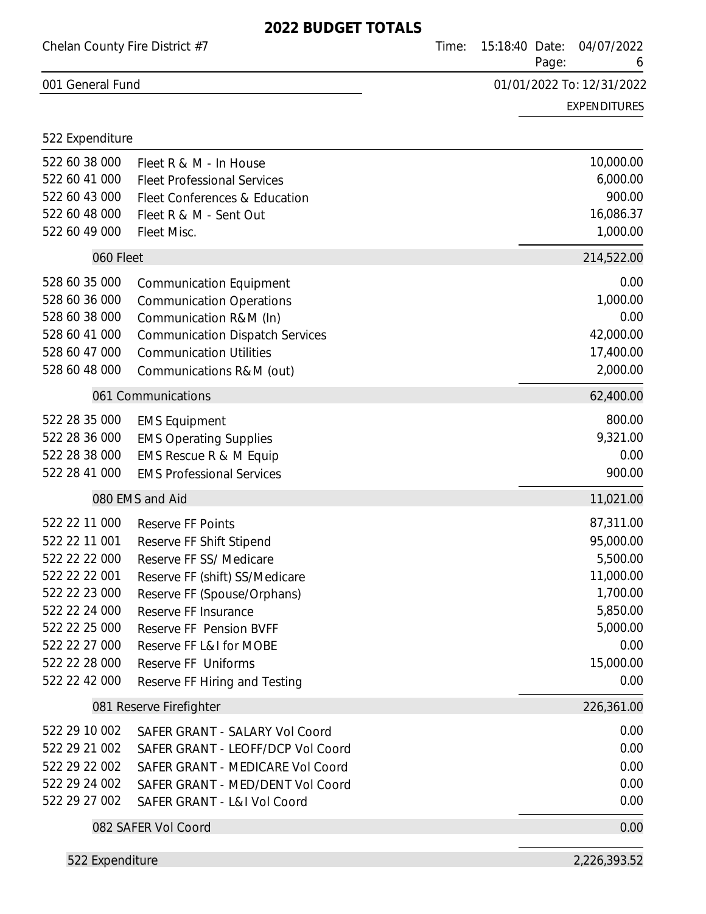# 2022 BUDGET TOTALS

Chelan County Fire District #7

001 General Fund

01/01/2022 To: 12/31/2022

EXPENDITURES

## 522 Expenditure

| Account | Description | Amount |
|---|---|---|
| 522 60 38 000 | Fleet R & M - In House | 10,000.00 |
| 522 60 41 000 | Fleet Professional Services | 6,000.00 |
| 522 60 43 000 | Fleet Conferences & Education | 900.00 |
| 522 60 48 000 | Fleet R & M - Sent Out | 16,086.37 |
| 522 60 49 000 | Fleet Misc. | 1,000.00 |
| | **060 Fleet** | **214,522.00** |
| 528 60 35 000 | Communication Equipment | 0.00 |
| 528 60 36 000 | Communication Operations | 1,000.00 |
| 528 60 38 000 | Communication R&M (In) | 0.00 |
| 528 60 41 000 | Communication Dispatch Services | 42,000.00 |
| 528 60 47 000 | Communication Utilities | 17,400.00 |
| 528 60 48 000 | Communications R&M (out) | 2,000.00 |
| | **061 Communications** | **62,400.00** |
| 522 28 35 000 | EMS Equipment | 800.00 |
| 522 28 36 000 | EMS Operating Supplies | 9,321.00 |
| 522 28 38 000 | EMS Rescue R & M Equip | 0.00 |
| 522 28 41 000 | EMS Professional Services | 900.00 |
| | **080 EMS and Aid** | **11,021.00** |
| 522 22 11 000 | Reserve FF Points | 87,311.00 |
| 522 22 11 001 | Reserve FF Shift Stipend | 95,000.00 |
| 522 22 22 000 | Reserve FF SS/ Medicare | 5,500.00 |
| 522 22 22 001 | Reserve FF (shift) SS/Medicare | 11,000.00 |
| 522 22 23 000 | Reserve FF (Spouse/Orphans) | 1,700.00 |
| 522 22 24 000 | Reserve FF Insurance | 5,850.00 |
| 522 22 25 000 | Reserve FF Pension BVFF | 5,000.00 |
| 522 22 27 000 | Reserve FF L&I for MOBE | 0.00 |
| 522 22 28 000 | Reserve FF Uniforms | 15,000.00 |
| 522 22 42 000 | Reserve FF Hiring and Testing | 0.00 |
| | **081 Reserve Firefighter** | **226,361.00** |
| 522 29 10 002 | SAFER GRANT - SALARY Vol Coord | 0.00 |
| 522 29 21 002 | SAFER GRANT - LEOFF/DCP Vol Coord | 0.00 |
| 522 29 22 002 | SAFER GRANT - MEDICARE Vol Coord | 0.00 |
| 522 29 24 002 | SAFER GRANT - MED/DENT Vol Coord | 0.00 |
| 522 29 27 002 | SAFER GRANT - L&I Vol Coord | 0.00 |
| | **082 SAFER Vol Coord** | **0.00** |
| | **522 Expenditure** | **2,226,393.52** |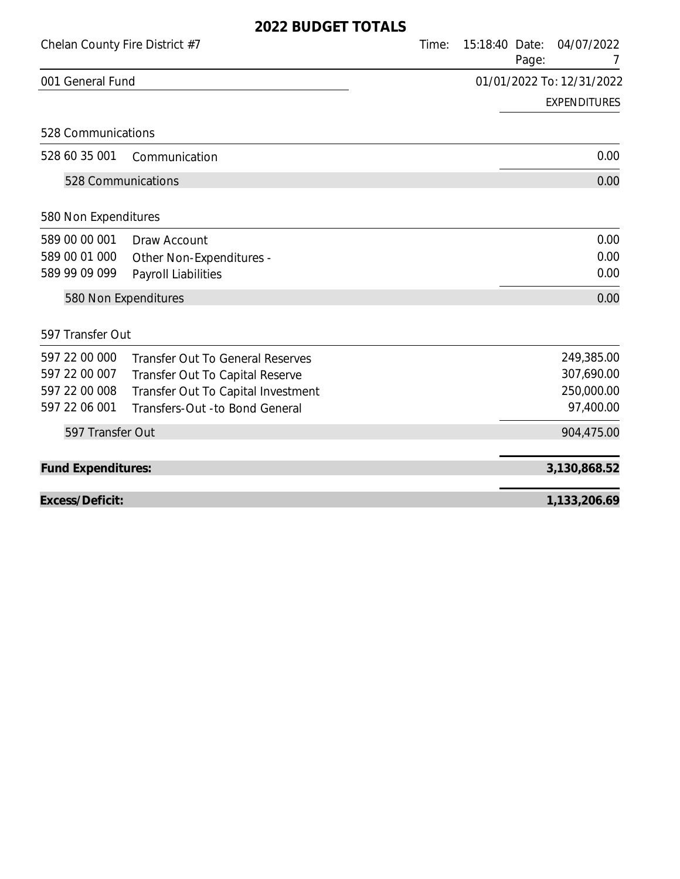# 2022 BUDGET TOTALS

Chelan County Fire District #7

Time: 15:18:40 Date: 04/07/2022

## 001 General Fund

01/01/2022 To: 12/31/2022

| Account | Description | EXPENDITURES |
|---|---|---|
| **528 Communications** | | |
| 528 60 35 001 | Communication | 0.00 |
| | 528 Communications | 0.00 |
| **580 Non Expenditures** | | |
| 589 00 00 001 | Draw Account | 0.00 |
| 589 00 01 000 | Other Non-Expenditures - | 0.00 |
| 589 99 09 099 | Payroll Liabilities | 0.00 |
| | 580 Non Expenditures | 0.00 |
| **597 Transfer Out** | | |
| 597 22 00 000 | Transfer Out To General Reserves | 249,385.00 |
| 597 22 00 007 | Transfer Out To Capital Reserve | 307,690.00 |
| 597 22 00 008 | Transfer Out To Capital Investment | 250,000.00 |
| 597 22 06 001 | Transfers-Out -to Bond General | 97,400.00 |
| | 597 Transfer Out | 904,475.00 |
| **Fund Expenditures:** | | **3,130,868.52** |
| **Excess/Deficit:** | | **1,133,206.69** |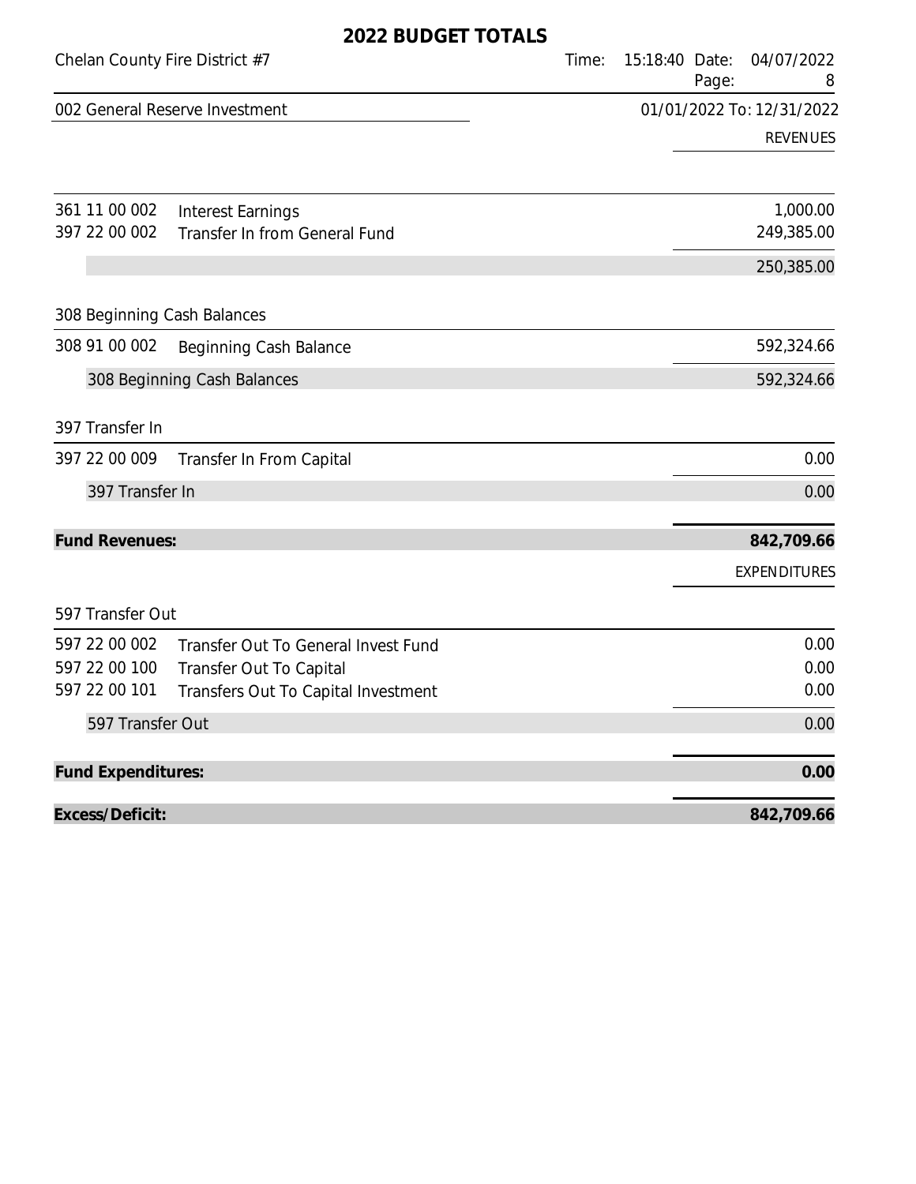# 2022 BUDGET TOTALS

Chelan County Fire District #7

Time: 15:18:40 Date: 04/07/2022

002 General Reserve Investment

01/01/2022 To: 12/31/2022

| Account | Description | REVENUES |
|---|---|---|
| 361 11 00 002 | Interest Earnings | 1,000.00 |
| 397 22 00 002 | Transfer In from General Fund | 249,385.00 |
| | | 250,385.00 |
| **308 Beginning Cash Balances** | | |
| 308 91 00 002 | Beginning Cash Balance | 592,324.66 |
| | 308 Beginning Cash Balances | 592,324.66 |
| **397 Transfer In** | | |
| 397 22 00 009 | Transfer In From Capital | 0.00 |
| | 397 Transfer In | 0.00 |
| **Fund Revenues:** | | **842,709.66** |

| Account | Description | EXPENDITURES |
|---|---|---|
| **597 Transfer Out** | | |
| 597 22 00 002 | Transfer Out To General Invest Fund | 0.00 |
| 597 22 00 100 | Transfer Out To Capital | 0.00 |
| 597 22 00 101 | Transfers Out To Capital Investment | 0.00 |
| | 597 Transfer Out | 0.00 |
| **Fund Expenditures:** | | **0.00** |
| **Excess/Deficit:** | | **842,709.66** |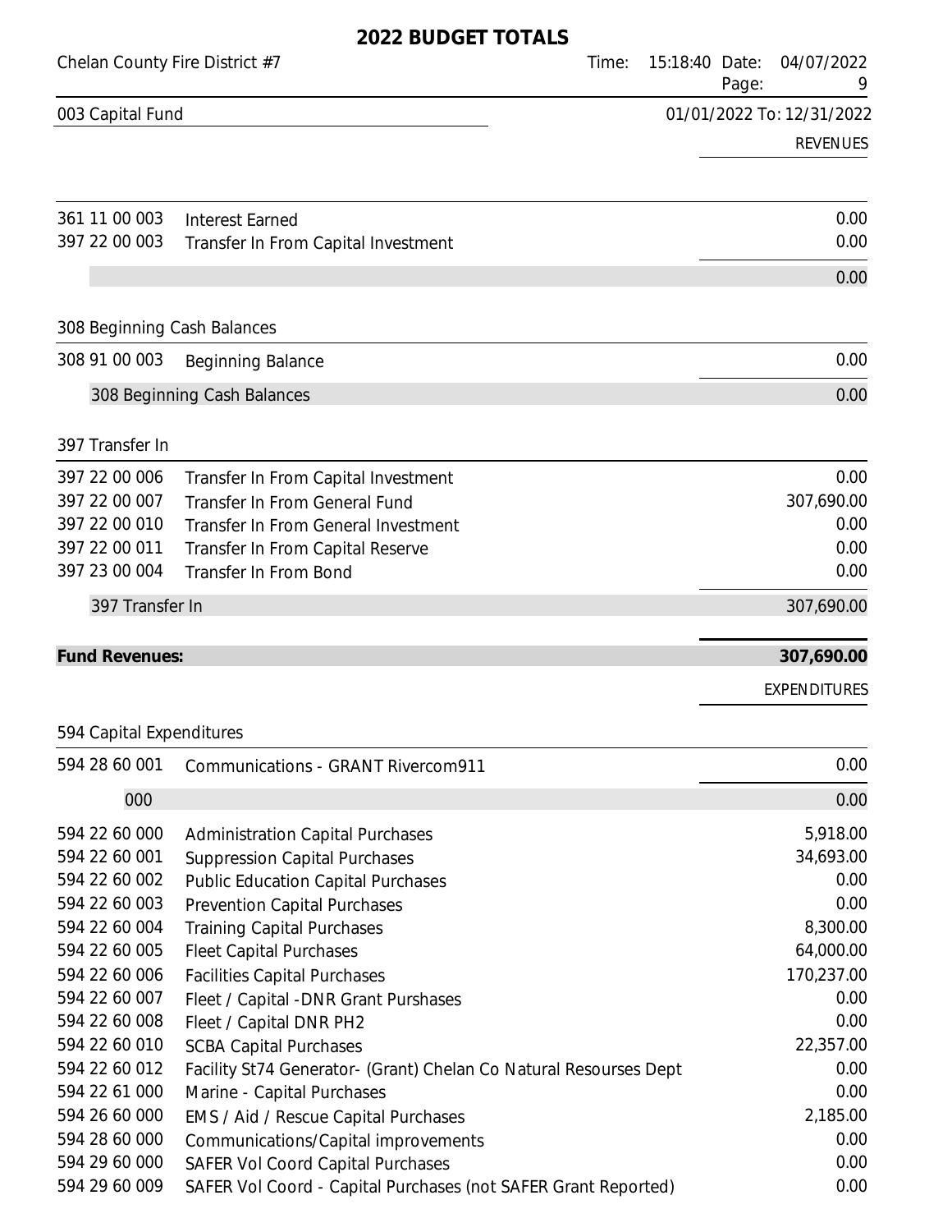# 2022 BUDGET TOTALS

Chelan County Fire District #7

**003 Capital Fund** — 01/01/2022 To: 12/31/2022

## REVENUES

| Account | Description | Amount |
|---|---|---|
| 361 11 00 003 | Interest Earned | 0.00 |
| 397 22 00 003 | Transfer In From Capital Investment | 0.00 |
| | | 0.00 |

### 308 Beginning Cash Balances

| Account | Description | Amount |
|---|---|---|
| 308 91 00 003 | Beginning Balance | 0.00 |
| | 308 Beginning Cash Balances | 0.00 |

### 397 Transfer In

| Account | Description | Amount |
|---|---|---|
| 397 22 00 006 | Transfer In From Capital Investment | 0.00 |
| 397 22 00 007 | Transfer In From General Fund | 307,690.00 |
| 397 22 00 010 | Transfer In From General Investment | 0.00 |
| 397 22 00 011 | Transfer In From Capital Reserve | 0.00 |
| 397 23 00 004 | Transfer In From Bond | 0.00 |
| | 397 Transfer In | 307,690.00 |

**Fund Revenues: 307,690.00**

## EXPENDITURES

### 594 Capital Expenditures

| Account | Description | Amount |
|---|---|---|
| 594 28 60 001 | Communications - GRANT Rivercom911 | 0.00 |
| 000 | | 0.00 |
| 594 22 60 000 | Administration Capital Purchases | 5,918.00 |
| 594 22 60 001 | Suppression Capital Purchases | 34,693.00 |
| 594 22 60 002 | Public Education Capital Purchases | 0.00 |
| 594 22 60 003 | Prevention Capital Purchases | 0.00 |
| 594 22 60 004 | Training Capital Purchases | 8,300.00 |
| 594 22 60 005 | Fleet Capital Purchases | 64,000.00 |
| 594 22 60 006 | Facilities Capital Purchases | 170,237.00 |
| 594 22 60 007 | Fleet / Capital -DNR Grant Purshases | 0.00 |
| 594 22 60 008 | Fleet / Capital DNR PH2 | 0.00 |
| 594 22 60 010 | SCBA Capital Purchases | 22,357.00 |
| 594 22 60 012 | Facility St74 Generator- (Grant) Chelan Co Natural Resourses Dept | 0.00 |
| 594 22 61 000 | Marine - Capital Purchases | 0.00 |
| 594 26 60 000 | EMS / Aid / Rescue Capital Purchases | 2,185.00 |
| 594 28 60 000 | Communications/Capital improvements | 0.00 |
| 594 29 60 000 | SAFER Vol Coord Capital Purchases | 0.00 |
| 594 29 60 009 | SAFER Vol Coord - Capital Purchases (not SAFER Grant Reported) | 0.00 |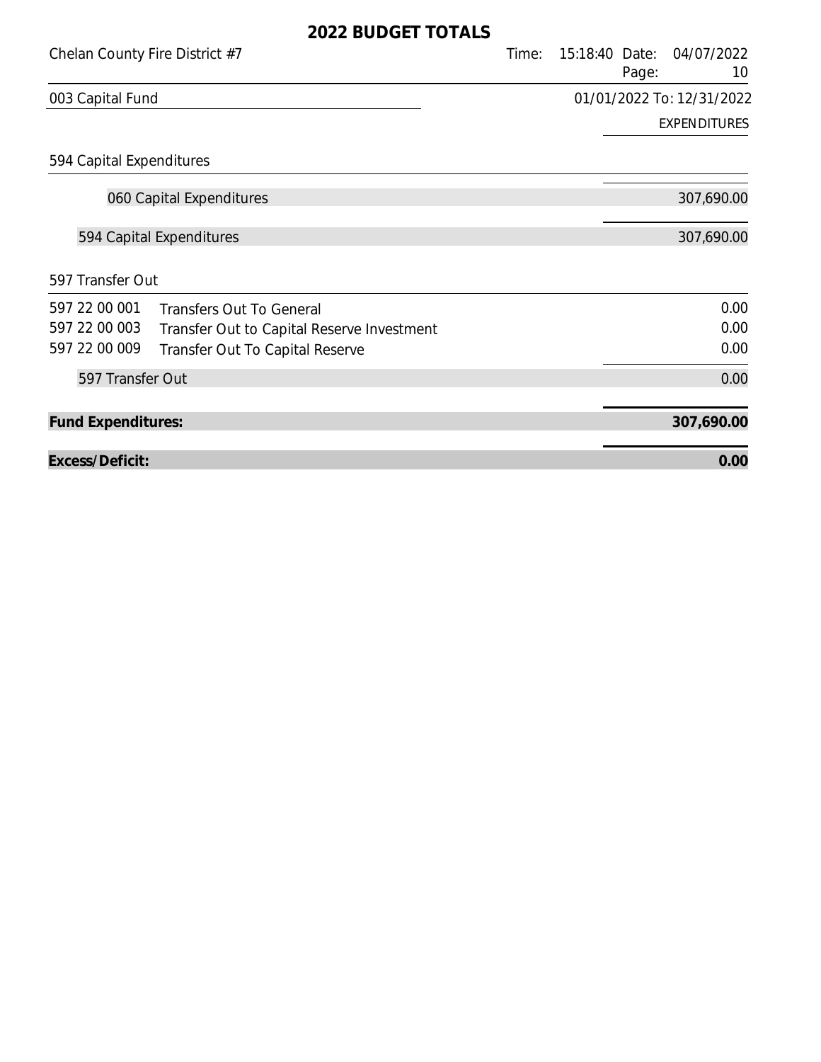# 2022 BUDGET TOTALS

Chelan County Fire District #7

003 Capital Fund

01/01/2022 To: 12/31/2022

| | | EXPENDITURES |
|---|---|---|
| **594 Capital Expenditures** | | |
| | 060 Capital Expenditures | 307,690.00 |
| 594 Capital Expenditures | | 307,690.00 |
| **597 Transfer Out** | | |
| 597 22 00 001 | Transfers Out To General | 0.00 |
| 597 22 00 003 | Transfer Out to Capital Reserve Investment | 0.00 |
| 597 22 00 009 | Transfer Out To Capital Reserve | 0.00 |
| 597 Transfer Out | | 0.00 |
| **Fund Expenditures:** | | **307,690.00** |
| **Excess/Deficit:** | | **0.00** |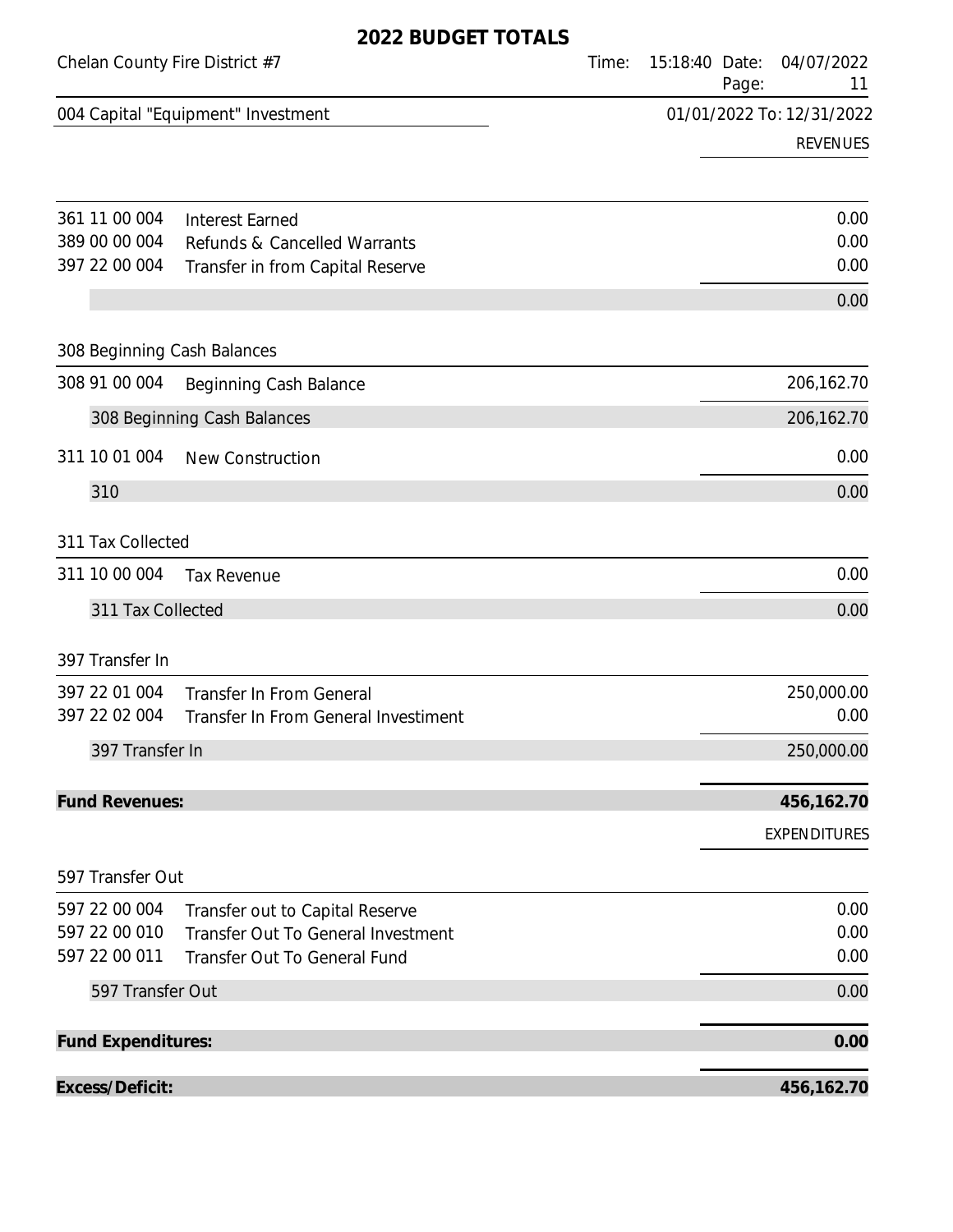# 2022 BUDGET TOTALS

Chelan County Fire District #7

**004 Capital "Equipment" Investment** — 01/01/2022 To: 12/31/2022

| Account | Description | REVENUES |
|---|---|---|
| 361 11 00 004 | Interest Earned | 0.00 |
| 389 00 00 004 | Refunds & Cancelled Warrants | 0.00 |
| 397 22 00 004 | Transfer in from Capital Reserve | 0.00 |
| | | 0.00 |
| **308 Beginning Cash Balances** | | |
| 308 91 00 004 | Beginning Cash Balance | 206,162.70 |
| | 308 Beginning Cash Balances | 206,162.70 |
| 311 10 01 004 | New Construction | 0.00 |
| | 310 | 0.00 |
| **311 Tax Collected** | | |
| 311 10 00 004 | Tax Revenue | 0.00 |
| | 311 Tax Collected | 0.00 |
| **397 Transfer In** | | |
| 397 22 01 004 | Transfer In From General | 250,000.00 |
| 397 22 02 004 | Transfer In From General Investiment | 0.00 |
| | 397 Transfer In | 250,000.00 |
| **Fund Revenues:** | | **456,162.70** |

| Account | Description | EXPENDITURES |
|---|---|---|
| **597 Transfer Out** | | |
| 597 22 00 004 | Transfer out to Capital Reserve | 0.00 |
| 597 22 00 010 | Transfer Out To General Investment | 0.00 |
| 597 22 00 011 | Transfer Out To General Fund | 0.00 |
| | 597 Transfer Out | 0.00 |
| **Fund Expenditures:** | | **0.00** |
| **Excess/Deficit:** | | **456,162.70** |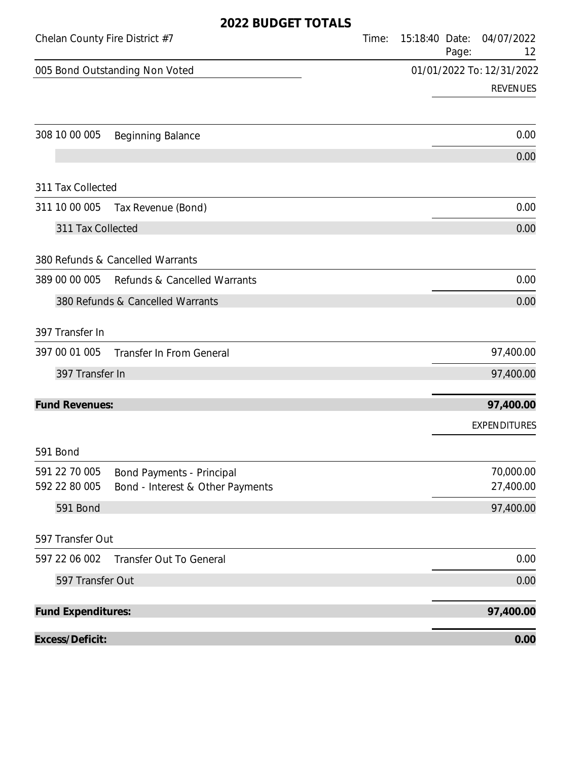# 2022 BUDGET TOTALS

Chelan County Fire District #7

Time: 15:18:40 Date: 04/07/2022

## 005 Bond Outstanding Non Voted

01/01/2022 To: 12/31/2022

| Account | Description | REVENUES |
|---|---|---|
| 308 10 00 005 | Beginning Balance | 0.00 |
| | | 0.00 |
| **311 Tax Collected** | | |
| 311 10 00 005 | Tax Revenue (Bond) | 0.00 |
| | 311 Tax Collected | 0.00 |
| **380 Refunds & Cancelled Warrants** | | |
| 389 00 00 005 | Refunds & Cancelled Warrants | 0.00 |
| | 380 Refunds & Cancelled Warrants | 0.00 |
| **397 Transfer In** | | |
| 397 00 01 005 | Transfer In From General | 97,400.00 |
| | 397 Transfer In | 97,400.00 |
| **Fund Revenues:** | | **97,400.00** |

| Account | Description | EXPENDITURES |
|---|---|---|
| **591 Bond** | | |
| 591 22 70 005 | Bond Payments - Principal | 70,000.00 |
| 592 22 80 005 | Bond - Interest & Other Payments | 27,400.00 |
| | 591 Bond | 97,400.00 |
| **597 Transfer Out** | | |
| 597 22 06 002 | Transfer Out To General | 0.00 |
| | 597 Transfer Out | 0.00 |
| **Fund Expenditures:** | | **97,400.00** |
| **Excess/Deficit:** | | **0.00** |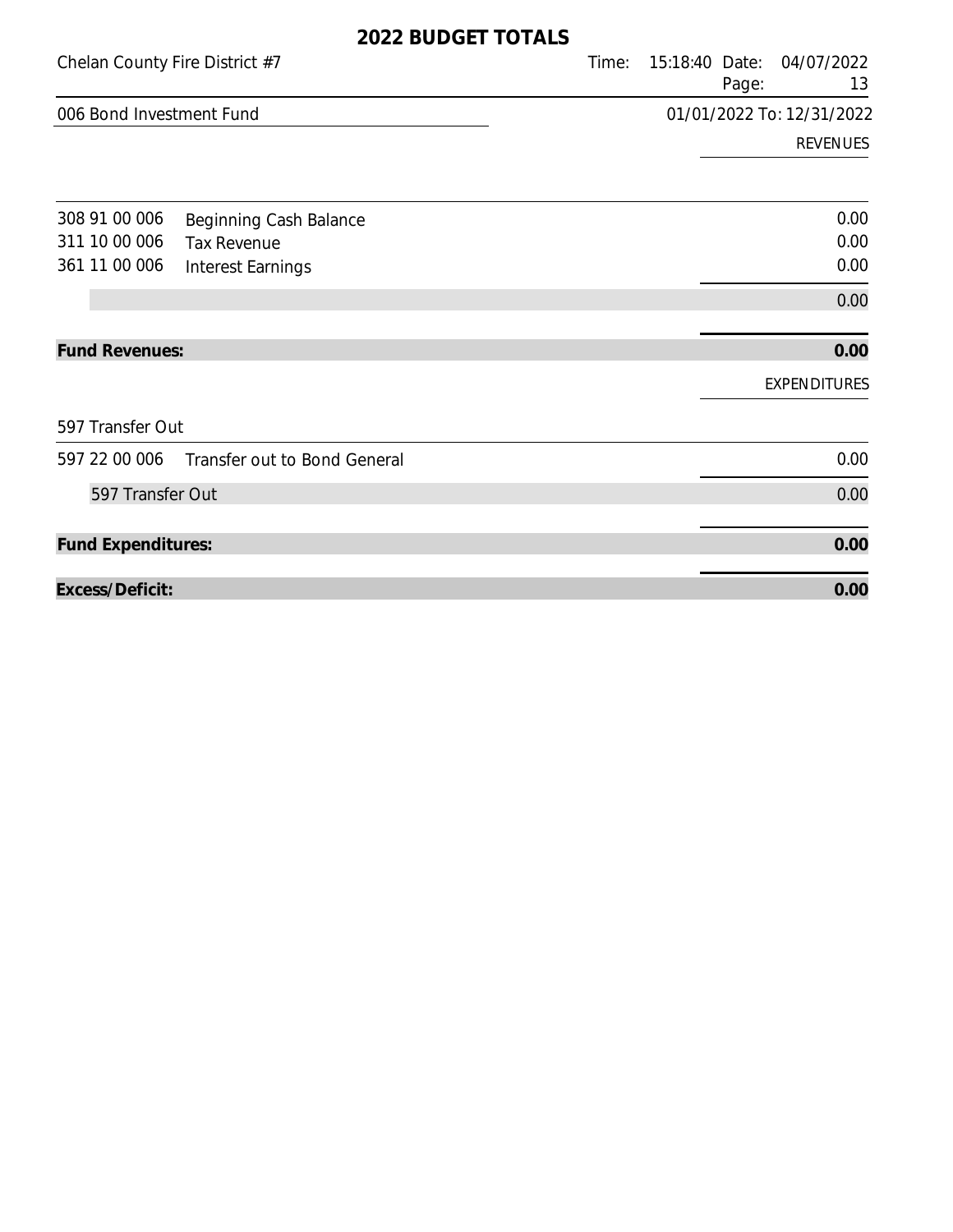## 2022 BUDGET TOTALS

Chelan County Fire District #7

Time: 15:18:40 Date: 04/07/2022

### 006 Bond Investment Fund

01/01/2022 To: 12/31/2022

| Account | Description | REVENUES |
|---|---|---|
| 308 91 00 006 | Beginning Cash Balance | 0.00 |
| 311 10 00 006 | Tax Revenue | 0.00 |
| 361 11 00 006 | Interest Earnings | 0.00 |
| | | 0.00 |
| **Fund Revenues:** | | **0.00** |

| Account | Description | EXPENDITURES |
|---|---|---|
| 597 Transfer Out | | |
| 597 22 00 006 | Transfer out to Bond General | 0.00 |
| 597 Transfer Out | | 0.00 |
| **Fund Expenditures:** | | **0.00** |
| **Excess/Deficit:** | | **0.00** |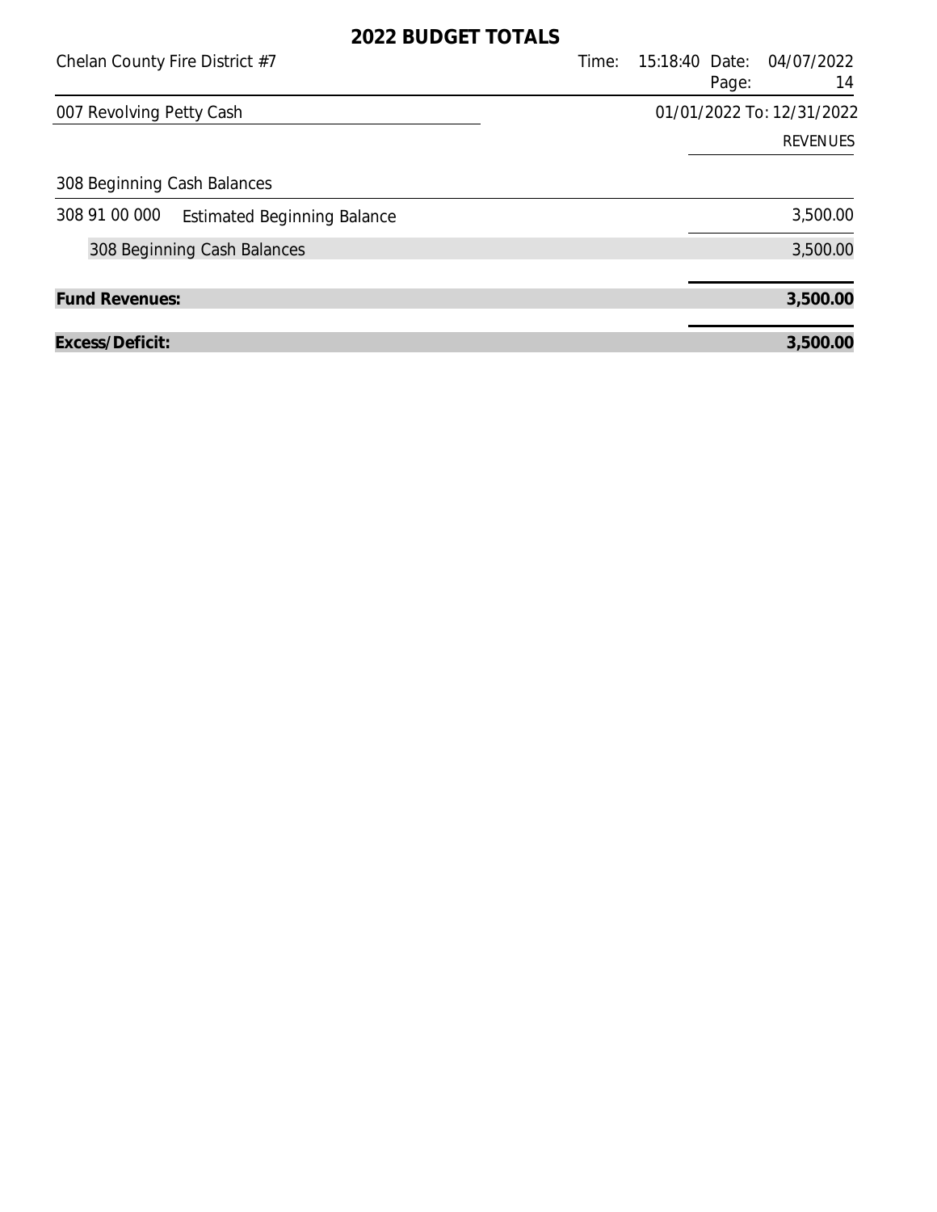# 2022 BUDGET TOTALS

Chelan County Fire District #7

Time: 15:18:40 Date: 04/07/2022

007 Revolving Petty Cash

01/01/2022 To: 12/31/2022

| | | REVENUES |
|---|---|---|
| **308 Beginning Cash Balances** | | |
| 308 91 00 000 | Estimated Beginning Balance | 3,500.00 |
| 308 Beginning Cash Balances | | 3,500.00 |
| **Fund Revenues:** | | **3,500.00** |
| **Excess/Deficit:** | | **3,500.00** |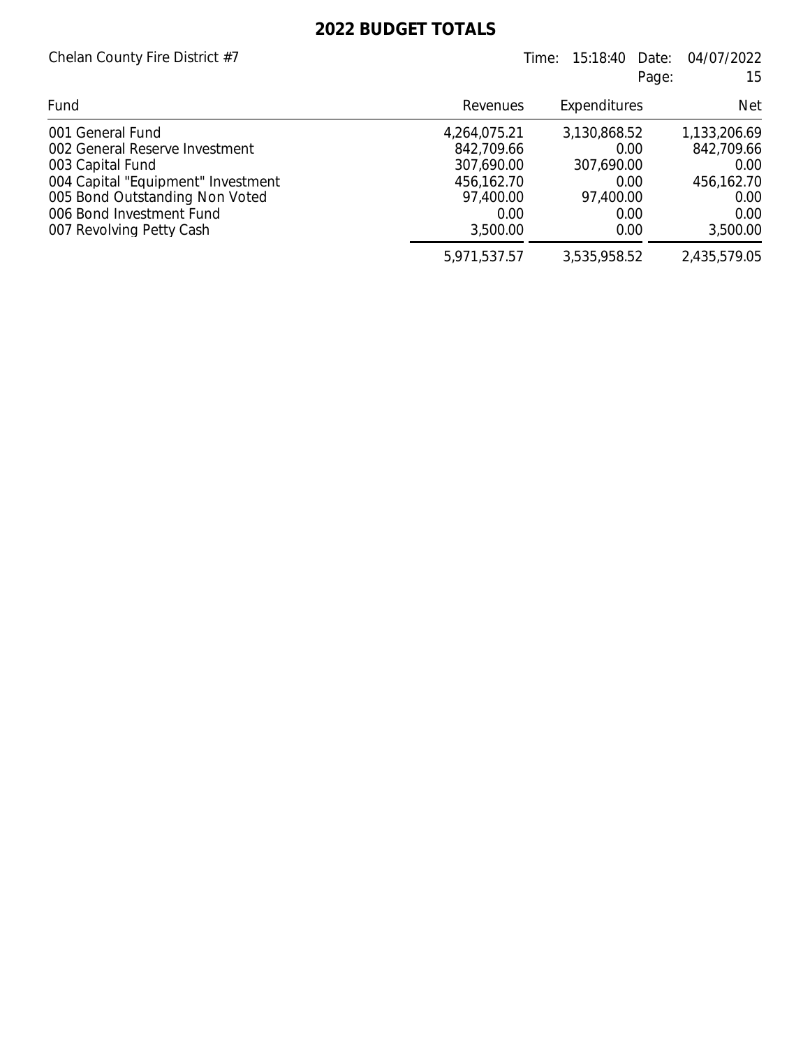# 2022 BUDGET TOTALS

Chelan County Fire District #7

Time: 15:18:40 Date: 04/07/2022

| Fund | Revenues | Expenditures | Net |
|---|---|---|---|
| 001 General Fund | 4,264,075.21 | 3,130,868.52 | 1,133,206.69 |
| 002 General Reserve Investment | 842,709.66 | 0.00 | 842,709.66 |
| 003 Capital Fund | 307,690.00 | 307,690.00 | 0.00 |
| 004 Capital "Equipment" Investment | 456,162.70 | 0.00 | 456,162.70 |
| 005 Bond Outstanding Non Voted | 97,400.00 | 97,400.00 | 0.00 |
| 006 Bond Investment Fund | 0.00 | 0.00 | 0.00 |
| 007 Revolving Petty Cash | 3,500.00 | 0.00 | 3,500.00 |
| | 5,971,537.57 | 3,535,958.52 | 2,435,579.05 |